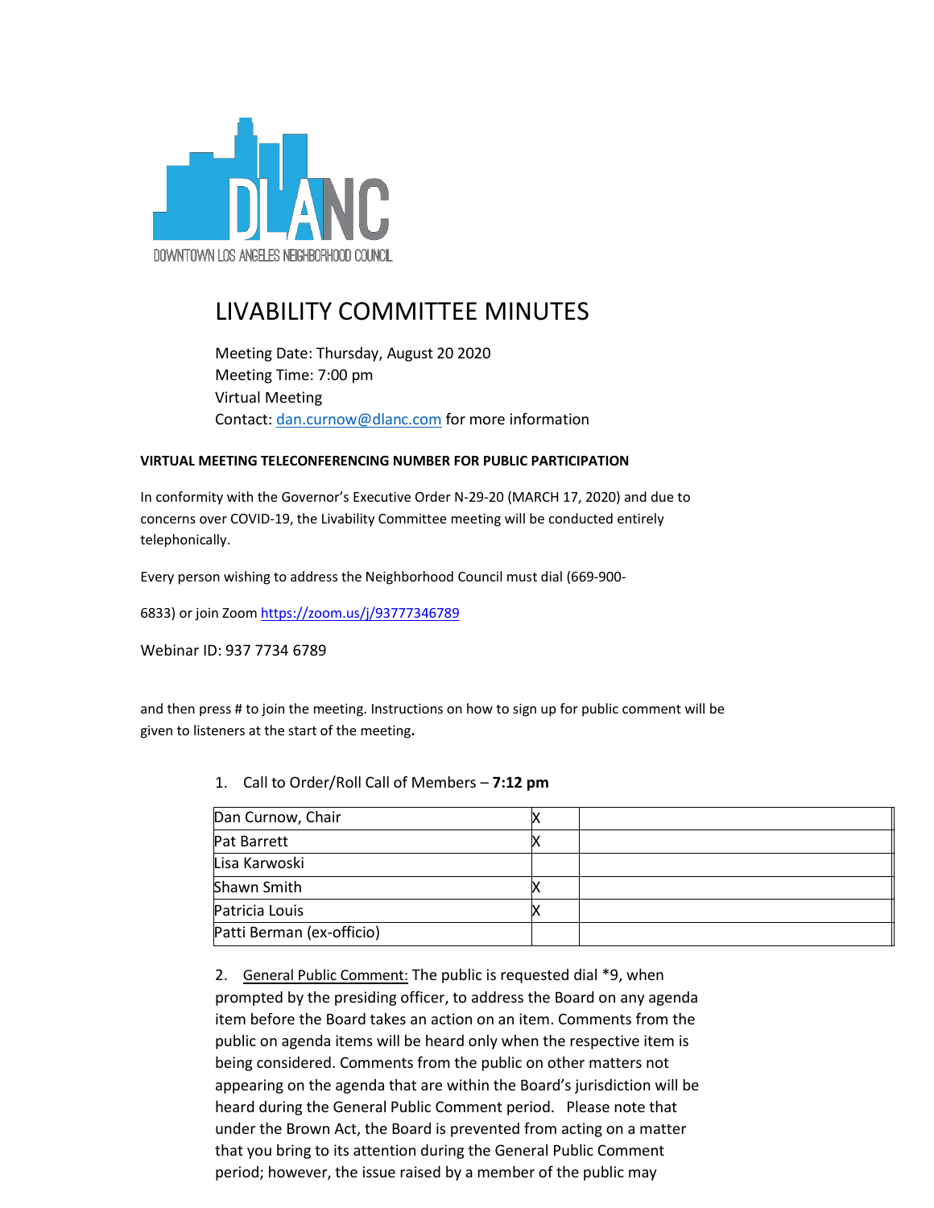DLANC

DOWNTOWN LOS ANGELES NEIGHBORHOOD COUNCIL

# LIVABILITY COMMITTEE MINUTES

Meeting Date: Thursday, August 20 2020
Meeting Time: 7:00 pm
Virtual Meeting
Contact: dan.curnow@dlanc.com for more information

**VIRTUAL MEETING TELECONFERENCING NUMBER FOR PUBLIC PARTICIPATION**

In conformity with the Governor's Executive Order N-29-20 (MARCH 17, 2020) and due to concerns over COVID-19, the Livability Committee meeting will be conducted entirely telephonically.

Every person wishing to address the Neighborhood Council must dial (669-900-6833) or join Zoom https://zoom.us/j/93777346789

Webinar ID: 937 7734 6789

and then press # to join the meeting. Instructions on how to sign up for public comment will be given to listeners at the start of the meeting**.**

1. Call to Order/Roll Call of Members – **7:12 pm**

| | | |
|---|---|---|
| Dan Curnow, Chair | X | |
| Pat Barrett | X | |
| Lisa Karwoski | | |
| Shawn Smith | X | |
| Patricia Louis | X | |
| Patti Berman (ex-officio) | | |

2. General Public Comment: The public is requested dial *9, when prompted by the presiding officer, to address the Board on any agenda item before the Board takes an action on an item. Comments from the public on agenda items will be heard only when the respective item is being considered. Comments from the public on other matters not appearing on the agenda that are within the Board's jurisdiction will be heard during the General Public Comment period. Please note that under the Brown Act, the Board is prevented from acting on a matter that you bring to its attention during the General Public Comment period; however, the issue raised by a member of the public may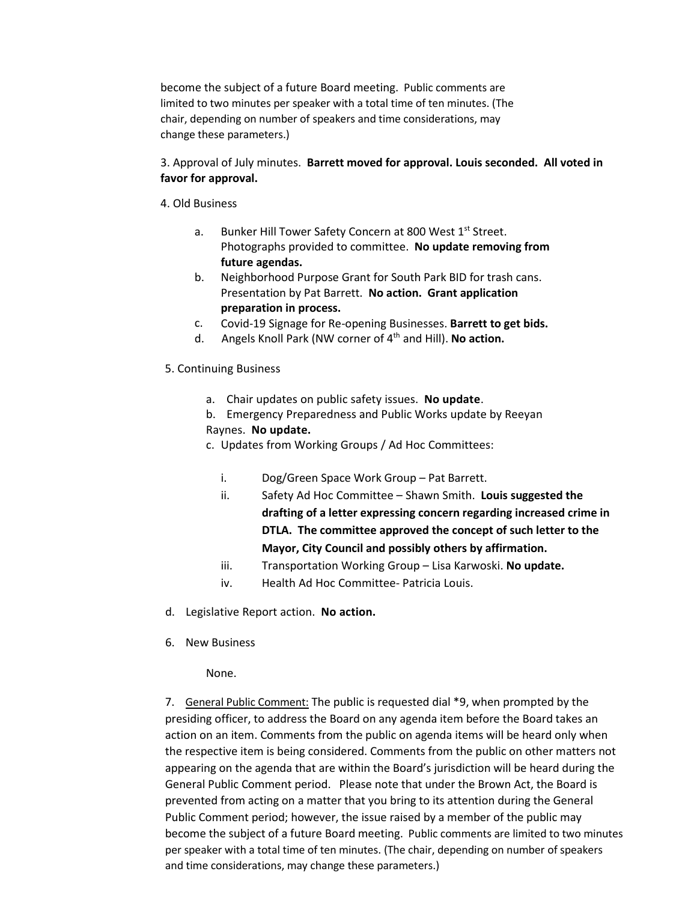become the subject of a future Board meeting. Public comments are limited to two minutes per speaker with a total time of ten minutes. (The chair, depending on number of speakers and time considerations, may change these parameters.)

3. Approval of July minutes. **Barrett moved for approval. Louis seconded. All voted in favor for approval.**

4. Old Business

   a. Bunker Hill Tower Safety Concern at 800 West 1st Street. Photographs provided to committee. **No update removing from future agendas.**
   b. Neighborhood Purpose Grant for South Park BID for trash cans. Presentation by Pat Barrett. **No action. Grant application preparation in process.**
   c. Covid-19 Signage for Re-opening Businesses. **Barrett to get bids.**
   d. Angels Knoll Park (NW corner of 4th and Hill). **No action.**

5. Continuing Business

   a. Chair updates on public safety issues. **No update**.
   b. Emergency Preparedness and Public Works update by Reeyan Raynes. **No update.**
   c. Updates from Working Groups / Ad Hoc Committees:

      i. Dog/Green Space Work Group – Pat Barrett.
      ii. Safety Ad Hoc Committee – Shawn Smith. **Louis suggested the drafting of a letter expressing concern regarding increased crime in DTLA. The committee approved the concept of such letter to the Mayor, City Council and possibly others by affirmation.**
      iii. Transportation Working Group – Lisa Karwoski. **No update.**
      iv. Health Ad Hoc Committee- Patricia Louis.

   d. Legislative Report action. **No action.**

6. New Business

   None.

7. General Public Comment: The public is requested dial *9, when prompted by the presiding officer, to address the Board on any agenda item before the Board takes an action on an item. Comments from the public on agenda items will be heard only when the respective item is being considered. Comments from the public on other matters not appearing on the agenda that are within the Board's jurisdiction will be heard during the General Public Comment period. Please note that under the Brown Act, the Board is prevented from acting on a matter that you bring to its attention during the General Public Comment period; however, the issue raised by a member of the public may become the subject of a future Board meeting. Public comments are limited to two minutes per speaker with a total time of ten minutes. (The chair, depending on number of speakers and time considerations, may change these parameters.)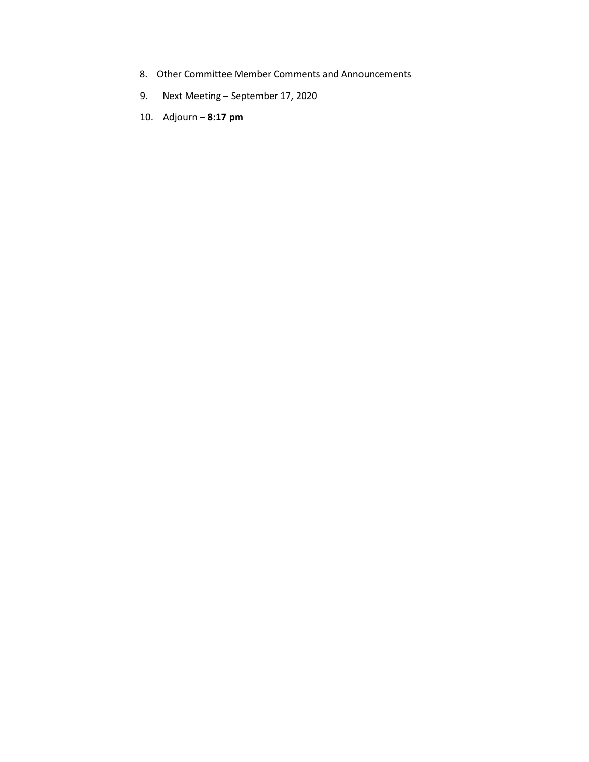8. Other Committee Member Comments and Announcements
9. Next Meeting – September 17, 2020
10. Adjourn – **8:17 pm**